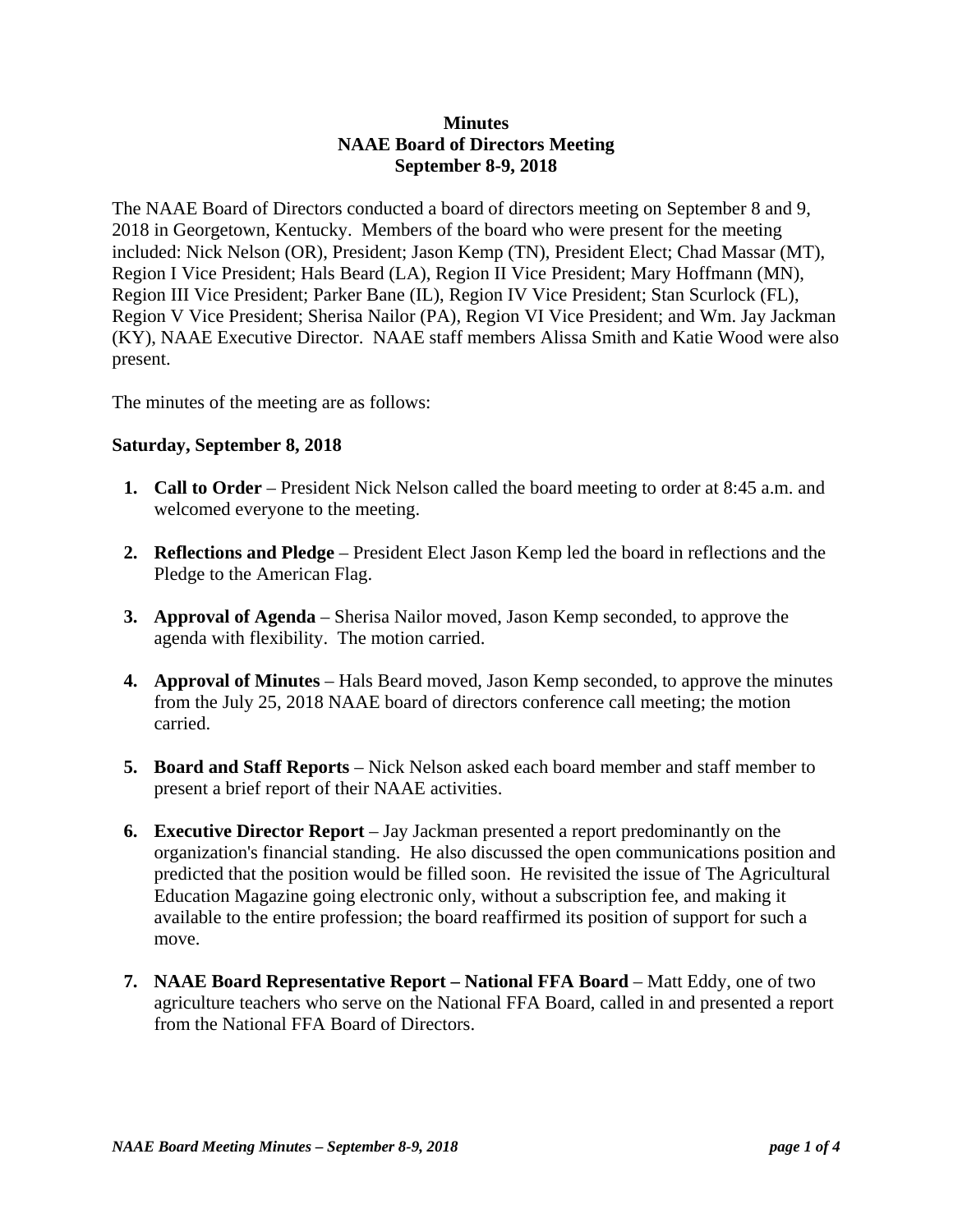# Minutes
# NAAE Board of Directors Meeting
# September 8-9, 2018

The NAAE Board of Directors conducted a board of directors meeting on September 8 and 9, 2018 in Georgetown, Kentucky. Members of the board who were present for the meeting included: Nick Nelson (OR), President; Jason Kemp (TN), President Elect; Chad Massar (MT), Region I Vice President; Hals Beard (LA), Region II Vice President; Mary Hoffmann (MN), Region III Vice President; Parker Bane (IL), Region IV Vice President; Stan Scurlock (FL), Region V Vice President; Sherisa Nailor (PA), Region VI Vice President; and Wm. Jay Jackman (KY), NAAE Executive Director. NAAE staff members Alissa Smith and Katie Wood were also present.

The minutes of the meeting are as follows:

**Saturday, September 8, 2018**

1. **Call to Order** – President Nick Nelson called the board meeting to order at 8:45 a.m. and welcomed everyone to the meeting.

2. **Reflections and Pledge** – President Elect Jason Kemp led the board in reflections and the Pledge to the American Flag.

3. **Approval of Agenda** – Sherisa Nailor moved, Jason Kemp seconded, to approve the agenda with flexibility. The motion carried.

4. **Approval of Minutes** – Hals Beard moved, Jason Kemp seconded, to approve the minutes from the July 25, 2018 NAAE board of directors conference call meeting; the motion carried.

5. **Board and Staff Reports** – Nick Nelson asked each board member and staff member to present a brief report of their NAAE activities.

6. **Executive Director Report** – Jay Jackman presented a report predominantly on the organization's financial standing. He also discussed the open communications position and predicted that the position would be filled soon. He revisited the issue of The Agricultural Education Magazine going electronic only, without a subscription fee, and making it available to the entire profession; the board reaffirmed its position of support for such a move.

7. **NAAE Board Representative Report – National FFA Board** – Matt Eddy, one of two agriculture teachers who serve on the National FFA Board, called in and presented a report from the National FFA Board of Directors.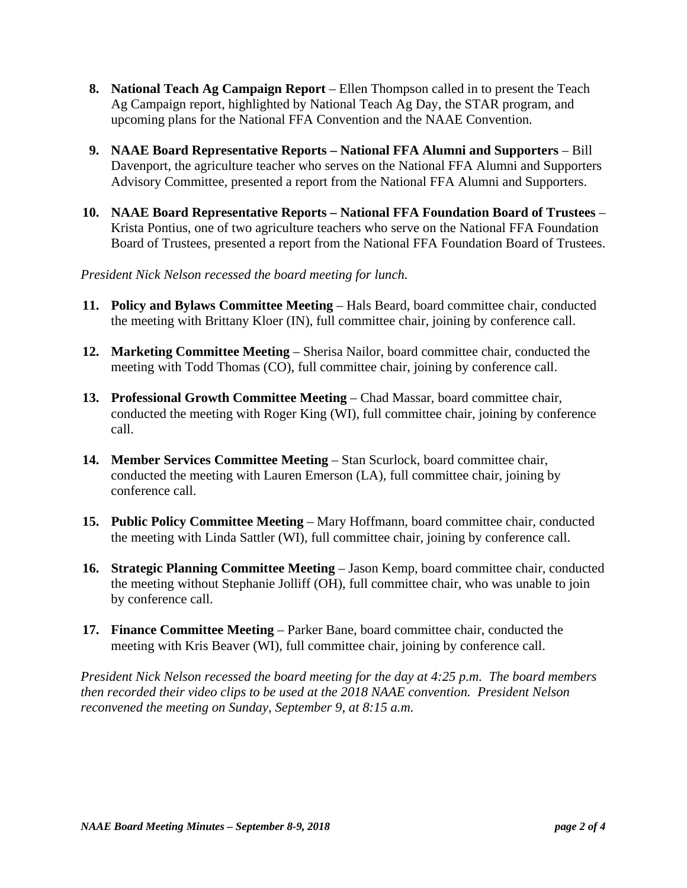8. **National Teach Ag Campaign Report** – Ellen Thompson called in to present the Teach Ag Campaign report, highlighted by National Teach Ag Day, the STAR program, and upcoming plans for the National FFA Convention and the NAAE Convention.

9. **NAAE Board Representative Reports – National FFA Alumni and Supporters** – Bill Davenport, the agriculture teacher who serves on the National FFA Alumni and Supporters Advisory Committee, presented a report from the National FFA Alumni and Supporters.

10. **NAAE Board Representative Reports – National FFA Foundation Board of Trustees** – Krista Pontius, one of two agriculture teachers who serve on the National FFA Foundation Board of Trustees, presented a report from the National FFA Foundation Board of Trustees.

*President Nick Nelson recessed the board meeting for lunch.*

11. **Policy and Bylaws Committee Meeting** – Hals Beard, board committee chair, conducted the meeting with Brittany Kloer (IN), full committee chair, joining by conference call.

12. **Marketing Committee Meeting** – Sherisa Nailor, board committee chair, conducted the meeting with Todd Thomas (CO), full committee chair, joining by conference call.

13. **Professional Growth Committee Meeting** – Chad Massar, board committee chair, conducted the meeting with Roger King (WI), full committee chair, joining by conference call.

14. **Member Services Committee Meeting** – Stan Scurlock, board committee chair, conducted the meeting with Lauren Emerson (LA), full committee chair, joining by conference call.

15. **Public Policy Committee Meeting** – Mary Hoffmann, board committee chair, conducted the meeting with Linda Sattler (WI), full committee chair, joining by conference call.

16. **Strategic Planning Committee Meeting** – Jason Kemp, board committee chair, conducted the meeting without Stephanie Jolliff (OH), full committee chair, who was unable to join by conference call.

17. **Finance Committee Meeting** – Parker Bane, board committee chair, conducted the meeting with Kris Beaver (WI), full committee chair, joining by conference call.

*President Nick Nelson recessed the board meeting for the day at 4:25 p.m. The board members then recorded their video clips to be used at the 2018 NAAE convention. President Nelson reconvened the meeting on Sunday, September 9, at 8:15 a.m.*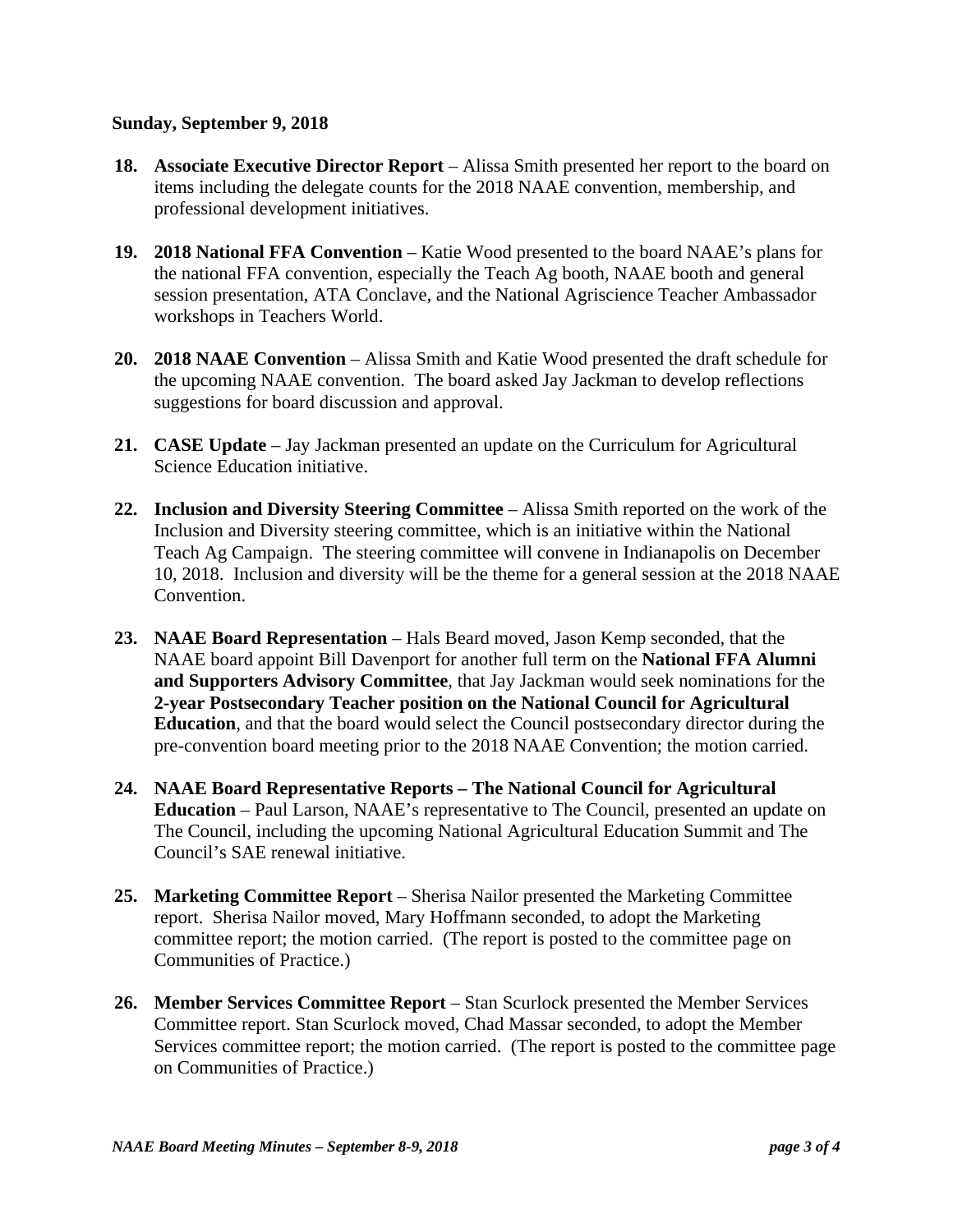**Sunday, September 9, 2018**

18. **Associate Executive Director Report** – Alissa Smith presented her report to the board on items including the delegate counts for the 2018 NAAE convention, membership, and professional development initiatives.

19. **2018 National FFA Convention** – Katie Wood presented to the board NAAE's plans for the national FFA convention, especially the Teach Ag booth, NAAE booth and general session presentation, ATA Conclave, and the National Agriscience Teacher Ambassador workshops in Teachers World.

20. **2018 NAAE Convention** – Alissa Smith and Katie Wood presented the draft schedule for the upcoming NAAE convention. The board asked Jay Jackman to develop reflections suggestions for board discussion and approval.

21. **CASE Update** – Jay Jackman presented an update on the Curriculum for Agricultural Science Education initiative.

22. **Inclusion and Diversity Steering Committee** – Alissa Smith reported on the work of the Inclusion and Diversity steering committee, which is an initiative within the National Teach Ag Campaign. The steering committee will convene in Indianapolis on December 10, 2018. Inclusion and diversity will be the theme for a general session at the 2018 NAAE Convention.

23. **NAAE Board Representation** – Hals Beard moved, Jason Kemp seconded, that the NAAE board appoint Bill Davenport for another full term on the **National FFA Alumni and Supporters Advisory Committee**, that Jay Jackman would seek nominations for the **2-year Postsecondary Teacher position on the National Council for Agricultural Education**, and that the board would select the Council postsecondary director during the pre-convention board meeting prior to the 2018 NAAE Convention; the motion carried.

24. **NAAE Board Representative Reports – The National Council for Agricultural Education** – Paul Larson, NAAE's representative to The Council, presented an update on The Council, including the upcoming National Agricultural Education Summit and The Council's SAE renewal initiative.

25. **Marketing Committee Report** – Sherisa Nailor presented the Marketing Committee report. Sherisa Nailor moved, Mary Hoffmann seconded, to adopt the Marketing committee report; the motion carried. (The report is posted to the committee page on Communities of Practice.)

26. **Member Services Committee Report** – Stan Scurlock presented the Member Services Committee report. Stan Scurlock moved, Chad Massar seconded, to adopt the Member Services committee report; the motion carried. (The report is posted to the committee page on Communities of Practice.)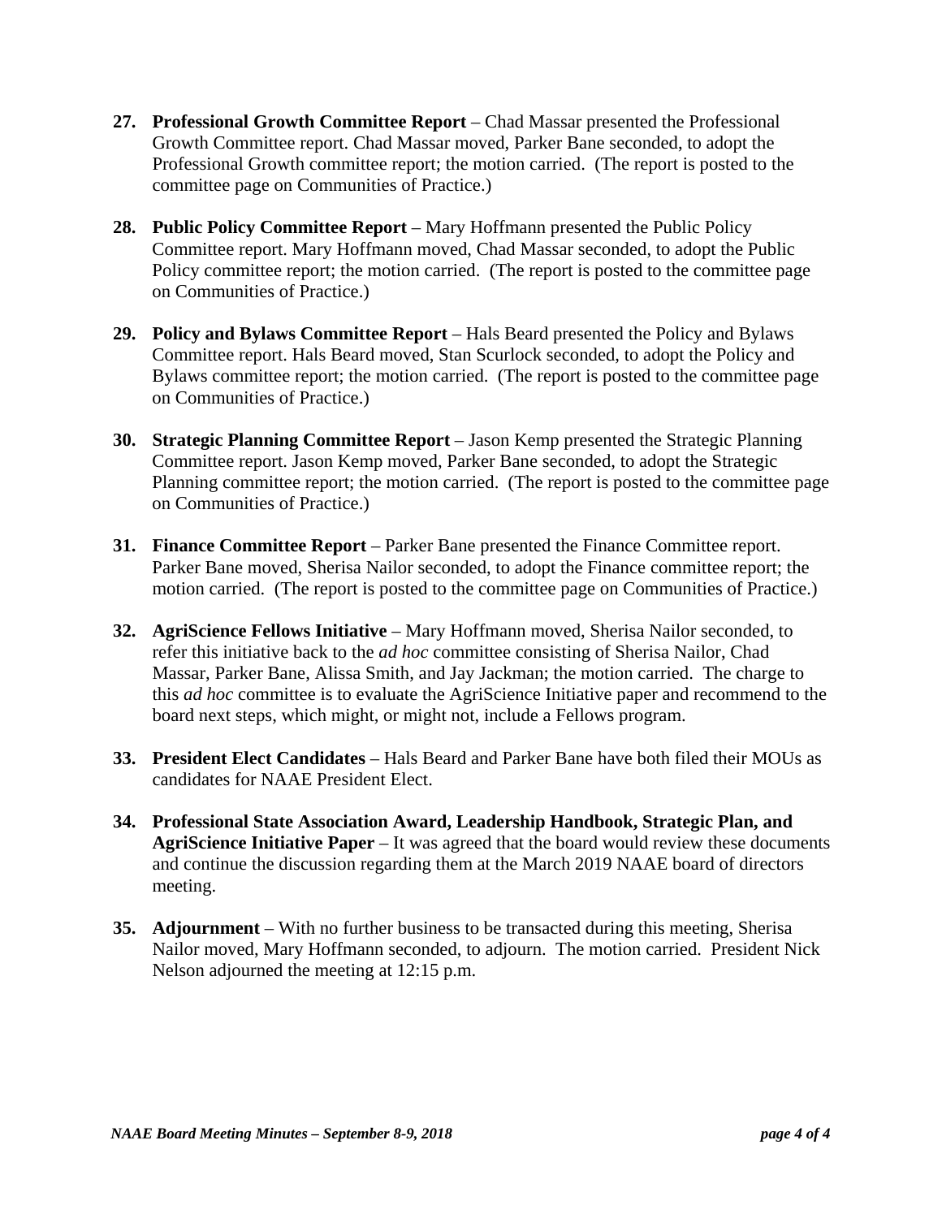27. **Professional Growth Committee Report** – Chad Massar presented the Professional Growth Committee report. Chad Massar moved, Parker Bane seconded, to adopt the Professional Growth committee report; the motion carried. (The report is posted to the committee page on Communities of Practice.)

28. **Public Policy Committee Report** – Mary Hoffmann presented the Public Policy Committee report. Mary Hoffmann moved, Chad Massar seconded, to adopt the Public Policy committee report; the motion carried. (The report is posted to the committee page on Communities of Practice.)

29. **Policy and Bylaws Committee Report** – Hals Beard presented the Policy and Bylaws Committee report. Hals Beard moved, Stan Scurlock seconded, to adopt the Policy and Bylaws committee report; the motion carried. (The report is posted to the committee page on Communities of Practice.)

30. **Strategic Planning Committee Report** – Jason Kemp presented the Strategic Planning Committee report. Jason Kemp moved, Parker Bane seconded, to adopt the Strategic Planning committee report; the motion carried. (The report is posted to the committee page on Communities of Practice.)

31. **Finance Committee Report** – Parker Bane presented the Finance Committee report. Parker Bane moved, Sherisa Nailor seconded, to adopt the Finance committee report; the motion carried. (The report is posted to the committee page on Communities of Practice.)

32. **AgriScience Fellows Initiative** – Mary Hoffmann moved, Sherisa Nailor seconded, to refer this initiative back to the *ad hoc* committee consisting of Sherisa Nailor, Chad Massar, Parker Bane, Alissa Smith, and Jay Jackman; the motion carried. The charge to this *ad hoc* committee is to evaluate the AgriScience Initiative paper and recommend to the board next steps, which might, or might not, include a Fellows program.

33. **President Elect Candidates** – Hals Beard and Parker Bane have both filed their MOUs as candidates for NAAE President Elect.

34. **Professional State Association Award, Leadership Handbook, Strategic Plan, and AgriScience Initiative Paper** – It was agreed that the board would review these documents and continue the discussion regarding them at the March 2019 NAAE board of directors meeting.

35. **Adjournment** – With no further business to be transacted during this meeting, Sherisa Nailor moved, Mary Hoffmann seconded, to adjourn. The motion carried. President Nick Nelson adjourned the meeting at 12:15 p.m.